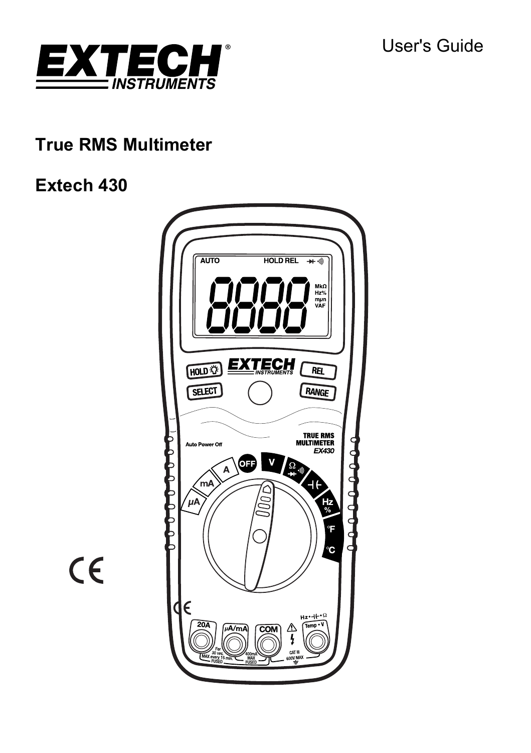# EXTECH INSTRUMENTS

User's Guide

## True RMS Multimeter

## Extech 430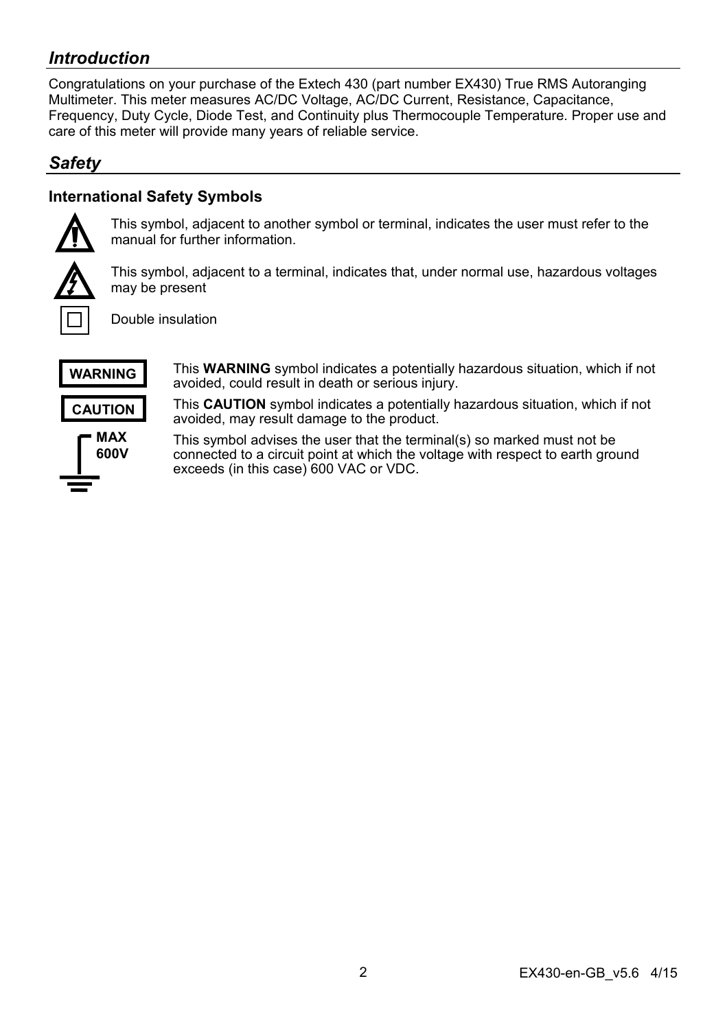## *Introduction*

Congratulations on your purchase of the Extech 430 (part number EX430) True RMS Autoranging Multimeter. This meter measures AC/DC Voltage, AC/DC Current, Resistance, Capacitance, Frequency, Duty Cycle, Diode Test, and Continuity plus Thermocouple Temperature. Proper use and care of this meter will provide many years of reliable service.

## *Safety*

### International Safety Symbols

This symbol, adjacent to another symbol or terminal, indicates the user must refer to the manual for further information.

This symbol, adjacent to a terminal, indicates that, under normal use, hazardous voltages may be present

Double insulation

**WARNING** — This **WARNING** symbol indicates a potentially hazardous situation, which if not avoided, could result in death or serious injury.

**CAUTION** — This **CAUTION** symbol indicates a potentially hazardous situation, which if not avoided, may result damage to the product.

**MAX 600V** — This symbol advises the user that the terminal(s) so marked must not be connected to a circuit point at which the voltage with respect to earth ground exceeds (in this case) 600 VAC or VDC.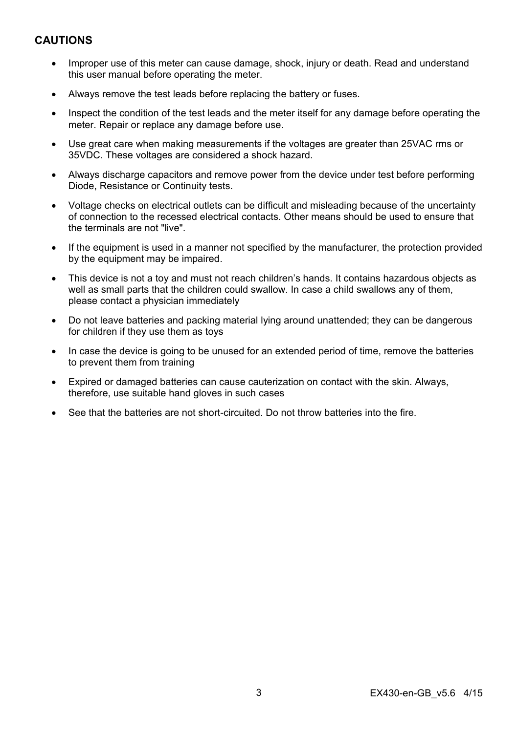## CAUTIONS

- Improper use of this meter can cause damage, shock, injury or death. Read and understand this user manual before operating the meter.
- Always remove the test leads before replacing the battery or fuses.
- Inspect the condition of the test leads and the meter itself for any damage before operating the meter. Repair or replace any damage before use.
- Use great care when making measurements if the voltages are greater than 25VAC rms or 35VDC. These voltages are considered a shock hazard.
- Always discharge capacitors and remove power from the device under test before performing Diode, Resistance or Continuity tests.
- Voltage checks on electrical outlets can be difficult and misleading because of the uncertainty of connection to the recessed electrical contacts. Other means should be used to ensure that the terminals are not "live".
- If the equipment is used in a manner not specified by the manufacturer, the protection provided by the equipment may be impaired.
- This device is not a toy and must not reach children's hands. It contains hazardous objects as well as small parts that the children could swallow. In case a child swallows any of them, please contact a physician immediately
- Do not leave batteries and packing material lying around unattended; they can be dangerous for children if they use them as toys
- In case the device is going to be unused for an extended period of time, remove the batteries to prevent them from training
- Expired or damaged batteries can cause cauterization on contact with the skin. Always, therefore, use suitable hand gloves in such cases
- See that the batteries are not short-circuited. Do not throw batteries into the fire.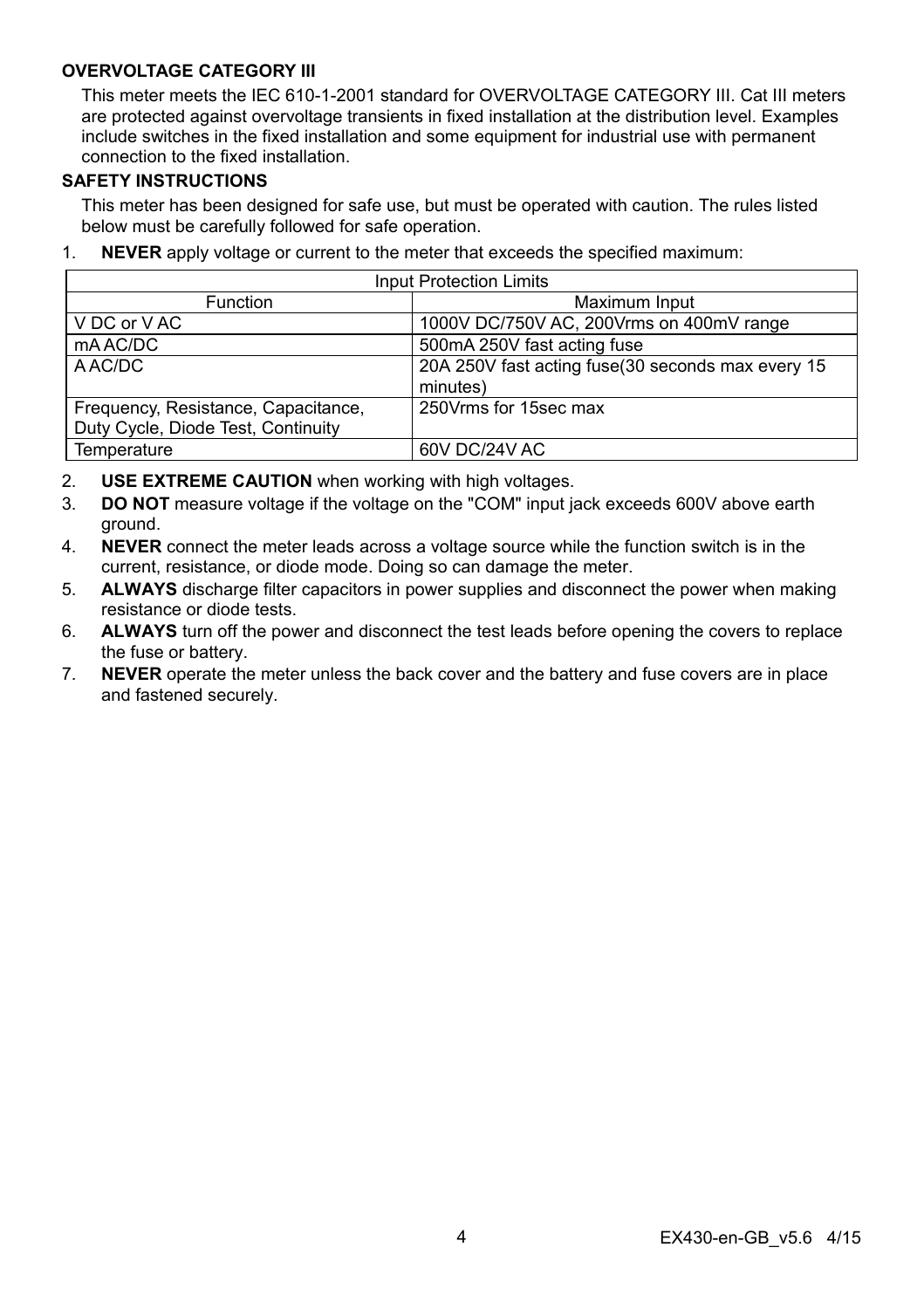### OVERVOLTAGE CATEGORY III

This meter meets the IEC 610-1-2001 standard for OVERVOLTAGE CATEGORY III. Cat III meters are protected against overvoltage transients in fixed installation at the distribution level. Examples include switches in the fixed installation and some equipment for industrial use with permanent connection to the fixed installation.

### SAFETY INSTRUCTIONS

This meter has been designed for safe use, but must be operated with caution. The rules listed below must be carefully followed for safe operation.

1. **NEVER** apply voltage or current to the meter that exceeds the specified maximum:

| Input Protection Limits | |
|---|---|
| Function | Maximum Input |
| V DC or V AC | 1000V DC/750V AC, 200Vrms on 400mV range |
| mA AC/DC | 500mA 250V fast acting fuse |
| A AC/DC | 20A 250V fast acting fuse(30 seconds max every 15 minutes) |
| Frequency, Resistance, Capacitance, Duty Cycle, Diode Test, Continuity | 250Vrms for 15sec max |
| Temperature | 60V DC/24V AC |

2. **USE EXTREME CAUTION** when working with high voltages.
3. **DO NOT** measure voltage if the voltage on the "COM" input jack exceeds 600V above earth ground.
4. **NEVER** connect the meter leads across a voltage source while the function switch is in the current, resistance, or diode mode. Doing so can damage the meter.
5. **ALWAYS** discharge filter capacitors in power supplies and disconnect the power when making resistance or diode tests.
6. **ALWAYS** turn off the power and disconnect the test leads before opening the covers to replace the fuse or battery.
7. **NEVER** operate the meter unless the back cover and the battery and fuse covers are in place and fastened securely.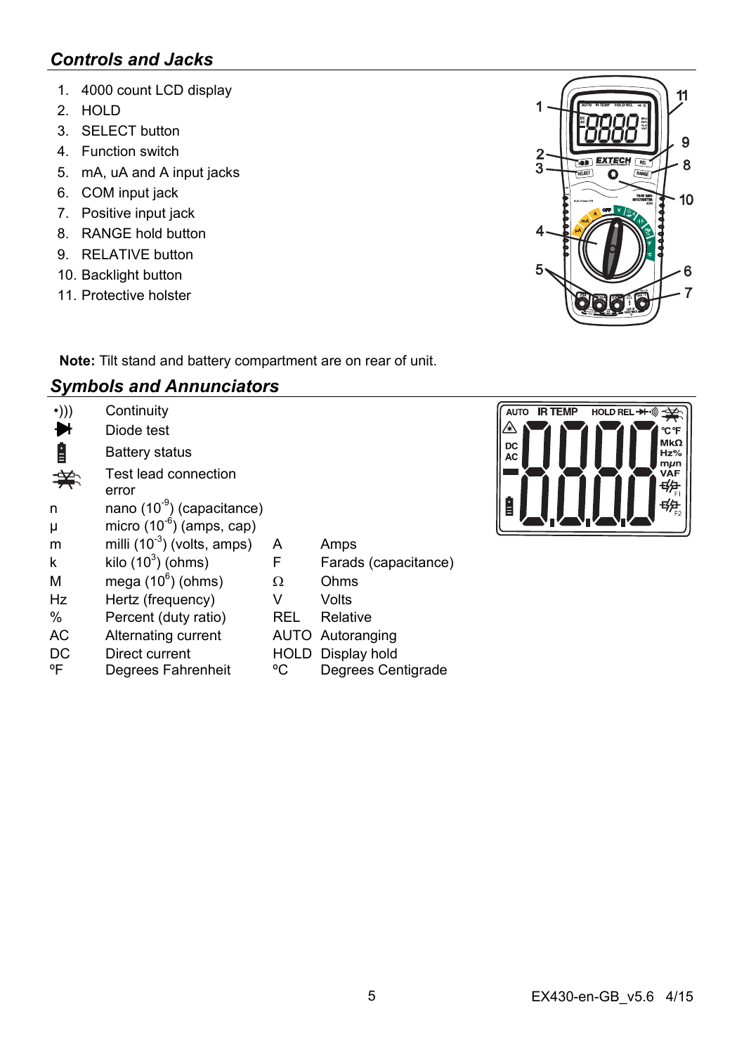## *Controls and Jacks*

1. 4000 count LCD display
2. HOLD
3. SELECT button
4. Function switch
5. mA, uA and A input jacks
6. COM input jack
7. Positive input jack
8. RANGE hold button
9. RELATIVE button
10. Backlight button
11. Protective holster

**Note:** Tilt stand and battery compartment are on rear of unit.

## *Symbols and Annunciators*

| | | | |
|---|---|---|---|
| •))) | Continuity | | |
| ⯈\| | Diode test | | |
| 🔋 | Battery status | | |
| | Test lead connection error | | |
| n | nano ($10^{-9}$) (capacitance) | | |
| µ | micro ($10^{-6}$) (amps, cap) | | |
| m | milli ($10^{-3}$) (volts, amps) | A | Amps |
| k | kilo ($10^{3}$) (ohms) | F | Farads (capacitance) |
| M | mega ($10^{6}$) (ohms) | Ω | Ohms |
| Hz | Hertz (frequency) | V | Volts |
| % | Percent (duty ratio) | REL | Relative |
| AC | Alternating current | AUTO | Autoranging |
| DC | Direct current | HOLD | Display hold |
| ºF | Degrees Fahrenheit | ºC | Degrees Centigrade |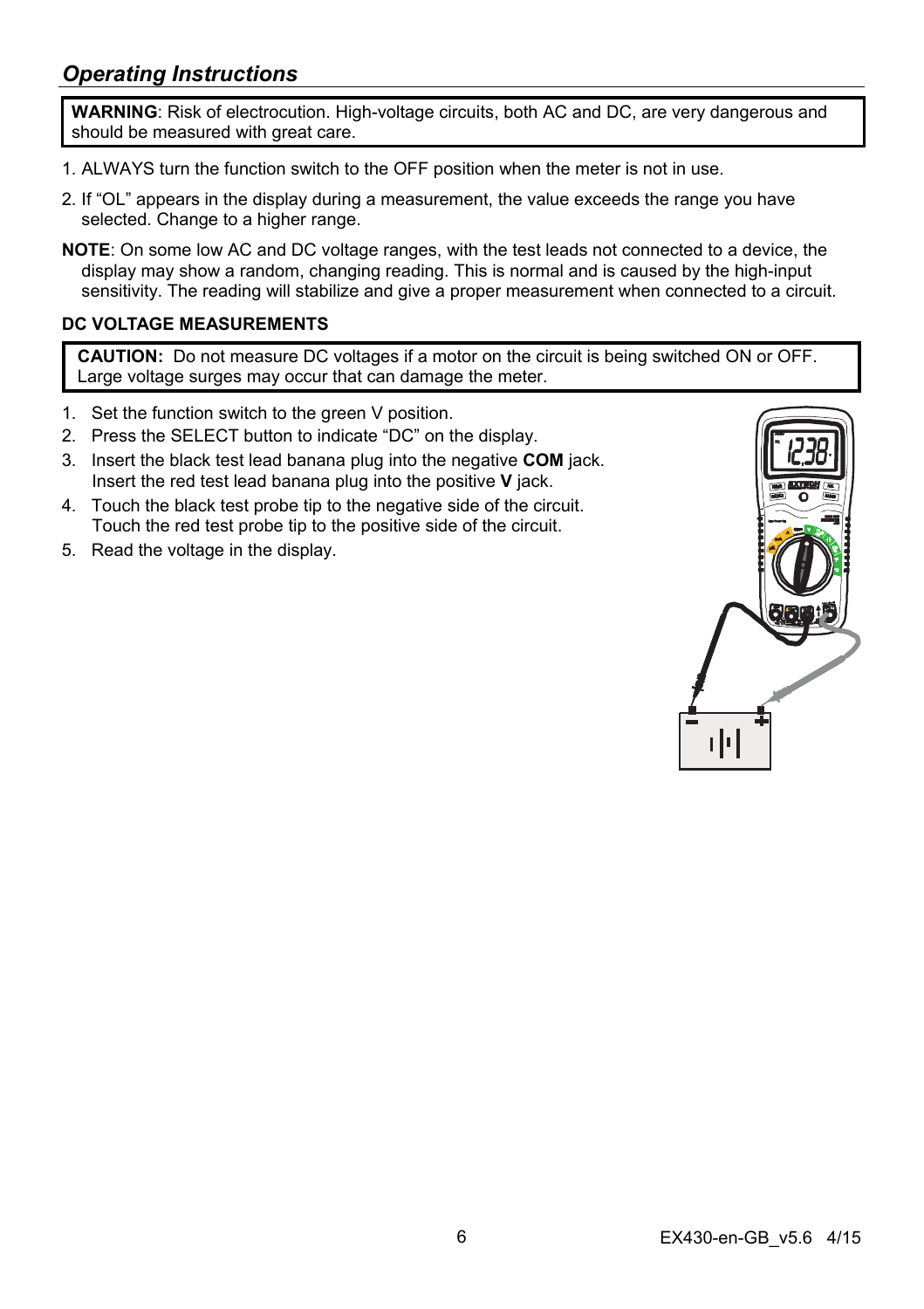## *Operating Instructions*

**WARNING**: Risk of electrocution. High-voltage circuits, both AC and DC, are very dangerous and should be measured with great care.

1. ALWAYS turn the function switch to the OFF position when the meter is not in use.
2. If "OL" appears in the display during a measurement, the value exceeds the range you have selected. Change to a higher range.

**NOTE**: On some low AC and DC voltage ranges, with the test leads not connected to a device, the display may show a random, changing reading. This is normal and is caused by the high-input sensitivity. The reading will stabilize and give a proper measurement when connected to a circuit.

### DC VOLTAGE MEASUREMENTS

**CAUTION:** Do not measure DC voltages if a motor on the circuit is being switched ON or OFF. Large voltage surges may occur that can damage the meter.

1. Set the function switch to the green V position.
2. Press the SELECT button to indicate "DC" on the display.
3. Insert the black test lead banana plug into the negative **COM** jack. Insert the red test lead banana plug into the positive **V** jack.
4. Touch the black test probe tip to the negative side of the circuit. Touch the red test probe tip to the positive side of the circuit.
5. Read the voltage in the display.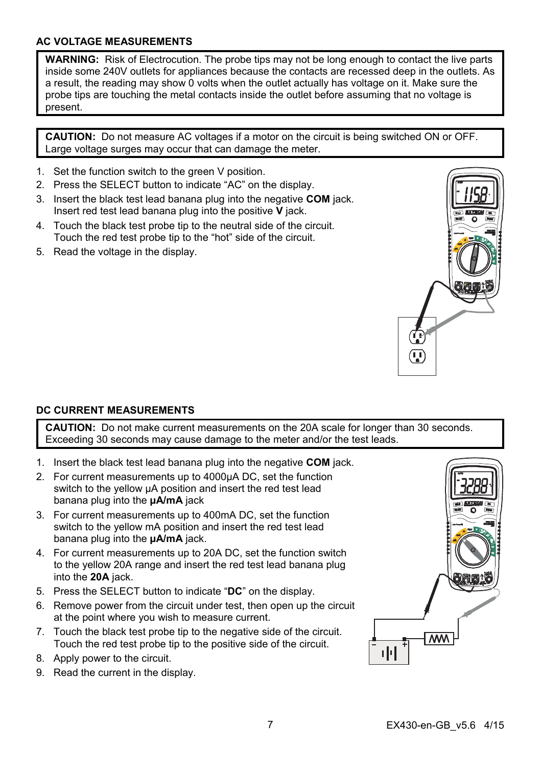## AC VOLTAGE MEASUREMENTS

**WARNING:** Risk of Electrocution. The probe tips may not be long enough to contact the live parts inside some 240V outlets for appliances because the contacts are recessed deep in the outlets. As a result, the reading may show 0 volts when the outlet actually has voltage on it. Make sure the probe tips are touching the metal contacts inside the outlet before assuming that no voltage is present.

**CAUTION:** Do not measure AC voltages if a motor on the circuit is being switched ON or OFF. Large voltage surges may occur that can damage the meter.

1. Set the function switch to the green V position.
2. Press the SELECT button to indicate "AC" on the display.
3. Insert the black test lead banana plug into the negative **COM** jack. Insert red test lead banana plug into the positive **V** jack.
4. Touch the black test probe tip to the neutral side of the circuit. Touch the red test probe tip to the "hot" side of the circuit.
5. Read the voltage in the display.

## DC CURRENT MEASUREMENTS

**CAUTION:** Do not make current measurements on the 20A scale for longer than 30 seconds. Exceeding 30 seconds may cause damage to the meter and/or the test leads.

1. Insert the black test lead banana plug into the negative **COM** jack.
2. For current measurements up to 4000µA DC, set the function switch to the yellow µA position and insert the red test lead banana plug into the **µA/mA** jack
3. For current measurements up to 400mA DC, set the function switch to the yellow mA position and insert the red test lead banana plug into the **µA/mA** jack.
4. For current measurements up to 20A DC, set the function switch to the yellow 20A range and insert the red test lead banana plug into the **20A** jack.
5. Press the SELECT button to indicate "**DC**" on the display.
6. Remove power from the circuit under test, then open up the circuit at the point where you wish to measure current.
7. Touch the black test probe tip to the negative side of the circuit. Touch the red test probe tip to the positive side of the circuit.
8. Apply power to the circuit.
9. Read the current in the display.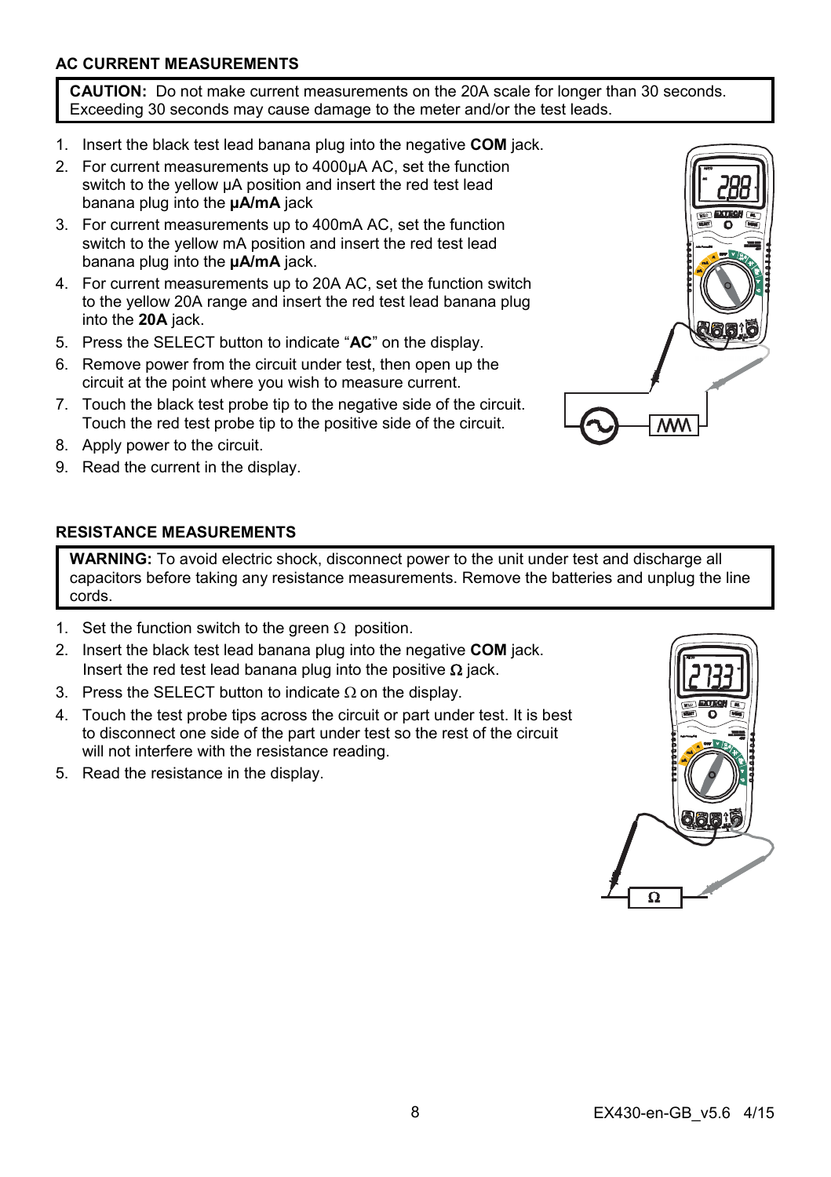### AC CURRENT MEASUREMENTS

**CAUTION:** Do not make current measurements on the 20A scale for longer than 30 seconds. Exceeding 30 seconds may cause damage to the meter and/or the test leads.

1. Insert the black test lead banana plug into the negative **COM** jack.
2. For current measurements up to 4000µA AC, set the function switch to the yellow µA position and insert the red test lead banana plug into the **µA/mA** jack
3. For current measurements up to 400mA AC, set the function switch to the yellow mA position and insert the red test lead banana plug into the **µA/mA** jack.
4. For current measurements up to 20A AC, set the function switch to the yellow 20A range and insert the red test lead banana plug into the **20A** jack.
5. Press the SELECT button to indicate "**AC**" on the display.
6. Remove power from the circuit under test, then open up the circuit at the point where you wish to measure current.
7. Touch the black test probe tip to the negative side of the circuit. Touch the red test probe tip to the positive side of the circuit.
8. Apply power to the circuit.
9. Read the current in the display.

### RESISTANCE MEASUREMENTS

**WARNING:** To avoid electric shock, disconnect power to the unit under test and discharge all capacitors before taking any resistance measurements. Remove the batteries and unplug the line cords.

1. Set the function switch to the green Ω position.
2. Insert the black test lead banana plug into the negative **COM** jack. Insert the red test lead banana plug into the positive **Ω** jack.
3. Press the SELECT button to indicate Ω on the display.
4. Touch the test probe tips across the circuit or part under test. It is best to disconnect one side of the part under test so the rest of the circuit will not interfere with the resistance reading.
5. Read the resistance in the display.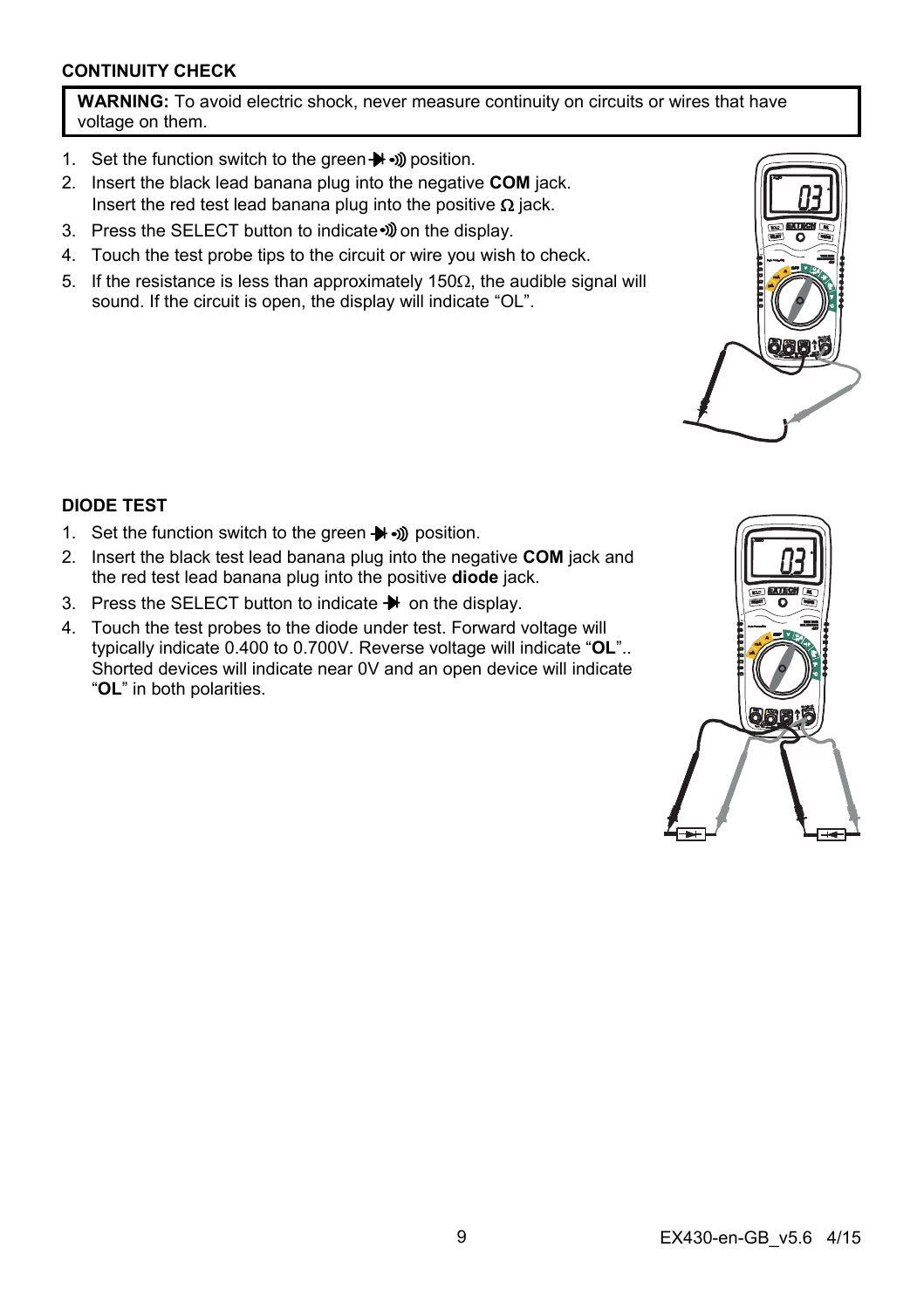## CONTINUITY CHECK

**WARNING:** To avoid electric shock, never measure continuity on circuits or wires that have voltage on them.

1. Set the function switch to the green ⯈|•))) position.
2. Insert the black lead banana plug into the negative **COM** jack.
   Insert the red test lead banana plug into the positive Ω jack.
3. Press the SELECT button to indicate •))) on the display.
4. Touch the test probe tips to the circuit or wire you wish to check.
5. If the resistance is less than approximately 150Ω, the audible signal will sound. If the circuit is open, the display will indicate "OL".

## DIODE TEST

1. Set the function switch to the green ⯈| •))) position.
2. Insert the black test lead banana plug into the negative **COM** jack and the red test lead banana plug into the positive **diode** jack.
3. Press the SELECT button to indicate ⯈| on the display.
4. Touch the test probes to the diode under test. Forward voltage will typically indicate 0.400 to 0.700V. Reverse voltage will indicate "**OL**".. Shorted devices will indicate near 0V and an open device will indicate "**OL**" in both polarities.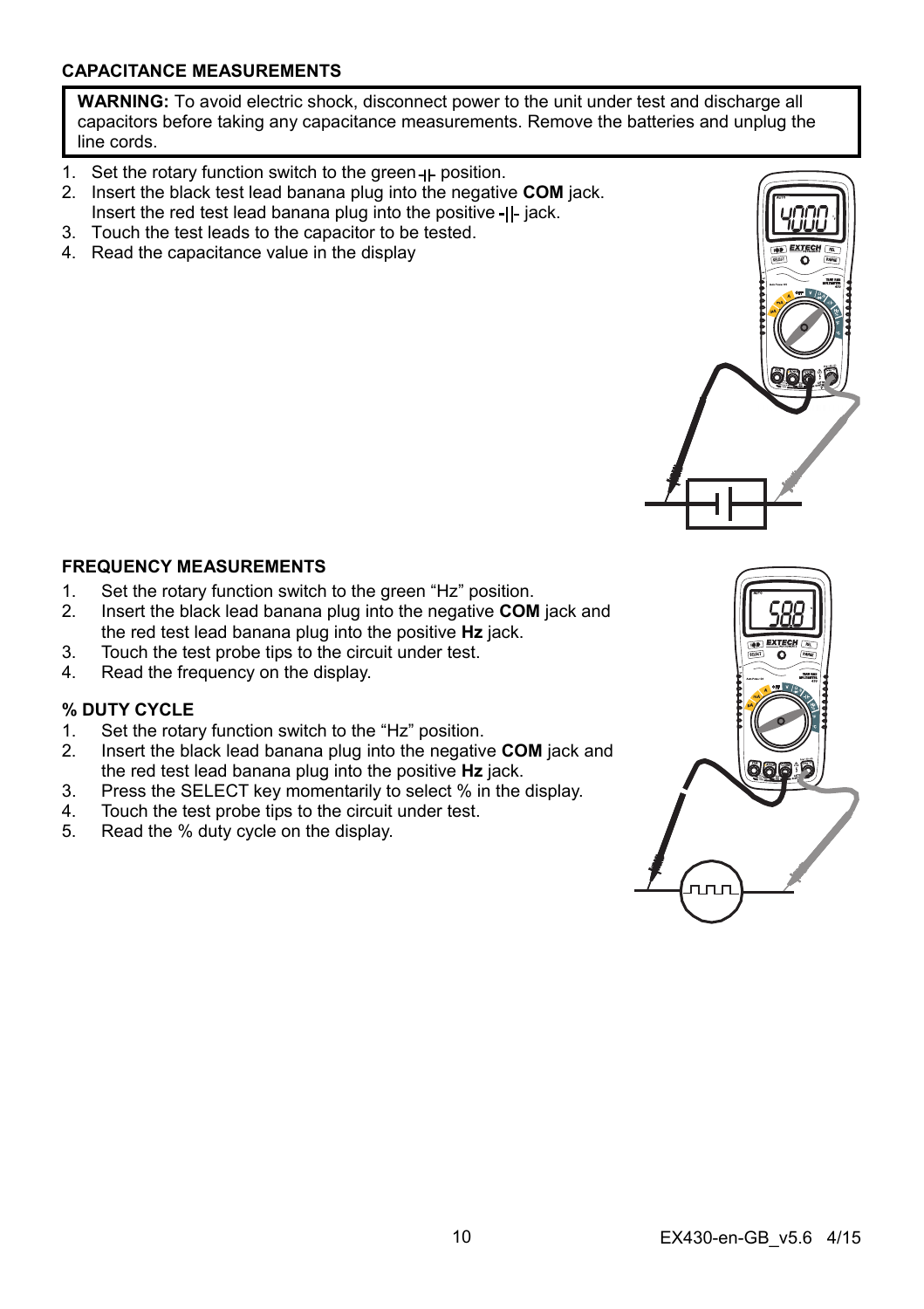### CAPACITANCE MEASUREMENTS

**WARNING:** To avoid electric shock, disconnect power to the unit under test and discharge all capacitors before taking any capacitance measurements. Remove the batteries and unplug the line cords.

1. Set the rotary function switch to the green -|- position.
2. Insert the black test lead banana plug into the negative **COM** jack. Insert the red test lead banana plug into the positive -||- jack.
3. Touch the test leads to the capacitor to be tested.
4. Read the capacitance value in the display

### FREQUENCY MEASUREMENTS

1. Set the rotary function switch to the green "Hz" position.
2. Insert the black lead banana plug into the negative **COM** jack and the red test lead banana plug into the positive **Hz** jack.
3. Touch the test probe tips to the circuit under test.
4. Read the frequency on the display.

### % DUTY CYCLE

1. Set the rotary function switch to the "Hz" position.
2. Insert the black lead banana plug into the negative **COM** jack and the red test lead banana plug into the positive **Hz** jack.
3. Press the SELECT key momentarily to select % in the display.
4. Touch the test probe tips to the circuit under test.
5. Read the % duty cycle on the display.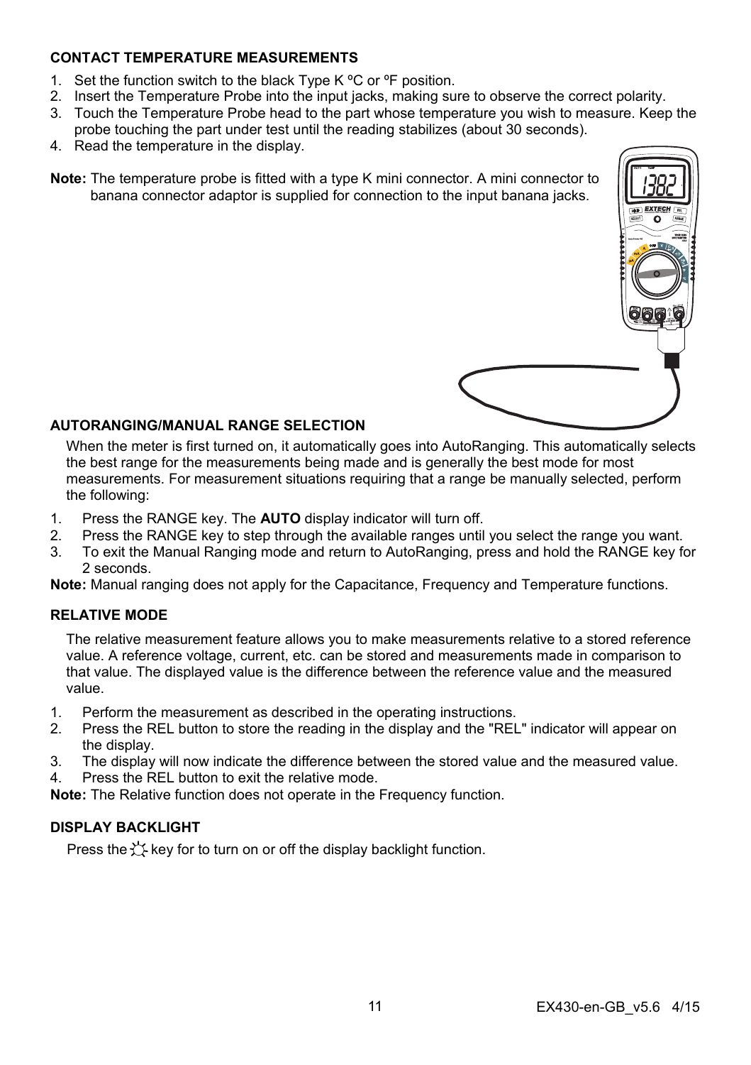### CONTACT TEMPERATURE MEASUREMENTS

1. Set the function switch to the black Type K ºC or ºF position.
2. Insert the Temperature Probe into the input jacks, making sure to observe the correct polarity.
3. Touch the Temperature Probe head to the part whose temperature you wish to measure. Keep the probe touching the part under test until the reading stabilizes (about 30 seconds).
4. Read the temperature in the display.

**Note:** The temperature probe is fitted with a type K mini connector. A mini connector to banana connector adaptor is supplied for connection to the input banana jacks.

### AUTORANGING/MANUAL RANGE SELECTION

When the meter is first turned on, it automatically goes into AutoRanging. This automatically selects the best range for the measurements being made and is generally the best mode for most measurements. For measurement situations requiring that a range be manually selected, perform the following:

1. Press the RANGE key. The **AUTO** display indicator will turn off.
2. Press the RANGE key to step through the available ranges until you select the range you want.
3. To exit the Manual Ranging mode and return to AutoRanging, press and hold the RANGE key for 2 seconds.

**Note:** Manual ranging does not apply for the Capacitance, Frequency and Temperature functions.

### RELATIVE MODE

The relative measurement feature allows you to make measurements relative to a stored reference value. A reference voltage, current, etc. can be stored and measurements made in comparison to that value. The displayed value is the difference between the reference value and the measured value.

1. Perform the measurement as described in the operating instructions.
2. Press the REL button to store the reading in the display and the "REL" indicator will appear on the display.
3. The display will now indicate the difference between the stored value and the measured value.
4. Press the REL button to exit the relative mode.

**Note:** The Relative function does not operate in the Frequency function.

### DISPLAY BACKLIGHT

Press the ☼ key for to turn on or off the display backlight function.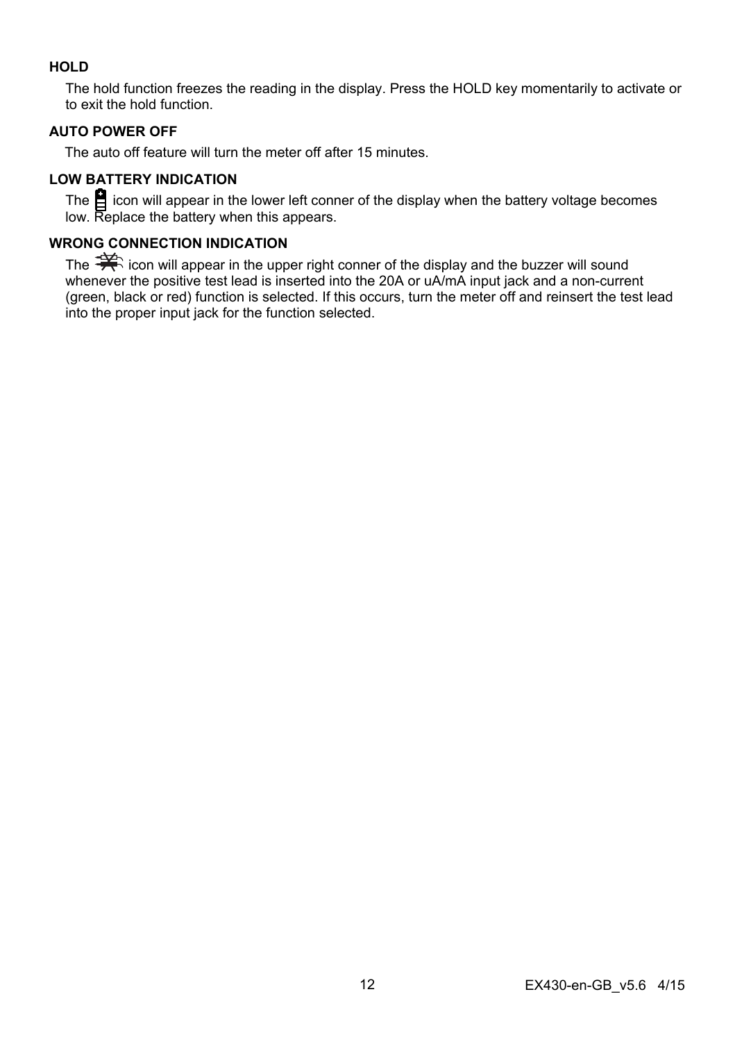### HOLD

The hold function freezes the reading in the display. Press the HOLD key momentarily to activate or to exit the hold function.

### AUTO POWER OFF

The auto off feature will turn the meter off after 15 minutes.

### LOW BATTERY INDICATION

The icon will appear in the lower left conner of the display when the battery voltage becomes low. Replace the battery when this appears.

### WRONG CONNECTION INDICATION

The icon will appear in the upper right conner of the display and the buzzer will sound whenever the positive test lead is inserted into the 20A or uA/mA input jack and a non-current (green, black or red) function is selected. If this occurs, turn the meter off and reinsert the test lead into the proper input jack for the function selected.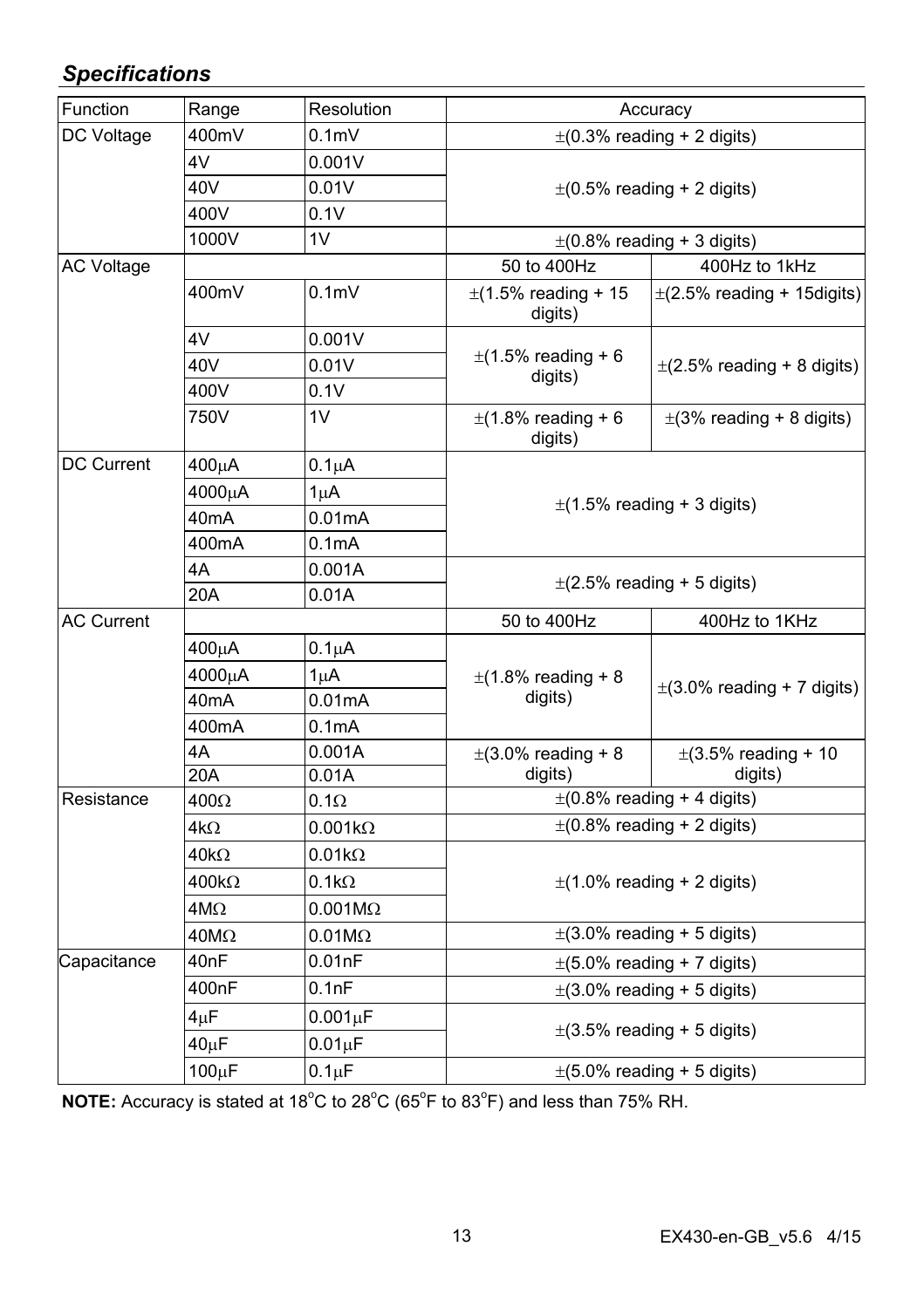## *Specifications*

| Function | Range | Resolution | Accuracy | |
|---|---|---|---|---|
| DC Voltage | 400mV | 0.1mV | ±(0.3% reading + 2 digits) | |
| | 4V | 0.001V | ±(0.5% reading + 2 digits) | |
| | 40V | 0.01V | | |
| | 400V | 0.1V | | |
| | 1000V | 1V | ±(0.8% reading + 3 digits) | |
| AC Voltage | | | 50 to 400Hz | 400Hz to 1kHz |
| | 400mV | 0.1mV | ±(1.5% reading + 15 digits) | ±(2.5% reading + 15digits) |
| | 4V | 0.001V | ±(1.5% reading + 6 digits) | ±(2.5% reading + 8 digits) |
| | 40V | 0.01V | | |
| | 400V | 0.1V | | |
| | 750V | 1V | ±(1.8% reading + 6 digits) | ±(3% reading + 8 digits) |
| DC Current | 400μA | 0.1μA | ±(1.5% reading + 3 digits) | |
| | 4000μA | 1μA | | |
| | 40mA | 0.01mA | | |
| | 400mA | 0.1mA | | |
| | 4A | 0.001A | ±(2.5% reading + 5 digits) | |
| | 20A | 0.01A | | |
| AC Current | | | 50 to 400Hz | 400Hz to 1KHz |
| | 400μA | 0.1μA | ±(1.8% reading + 8 digits) | ±(3.0% reading + 7 digits) |
| | 4000μA | 1μA | | |
| | 40mA | 0.01mA | | |
| | 400mA | 0.1mA | | |
| | 4A | 0.001A | ±(3.0% reading + 8 digits) | ±(3.5% reading + 10 digits) |
| | 20A | 0.01A | | |
| Resistance | 400Ω | 0.1Ω | ±(0.8% reading + 4 digits) | |
| | 4kΩ | 0.001kΩ | ±(0.8% reading + 2 digits) | |
| | 40kΩ | 0.01kΩ | ±(1.0% reading + 2 digits) | |
| | 400kΩ | 0.1kΩ | | |
| | 4MΩ | 0.001MΩ | | |
| | 40MΩ | 0.01MΩ | ±(3.0% reading + 5 digits) | |
| Capacitance | 40nF | 0.01nF | ±(5.0% reading + 7 digits) | |
| | 400nF | 0.1nF | ±(3.0% reading + 5 digits) | |
| | 4μF | 0.001μF | ±(3.5% reading + 5 digits) | |
| | 40μF | 0.01μF | | |
| | 100μF | 0.1μF | ±(5.0% reading + 5 digits) | |

**NOTE:** Accuracy is stated at 18°C to 28°C (65°F to 83°F) and less than 75% RH.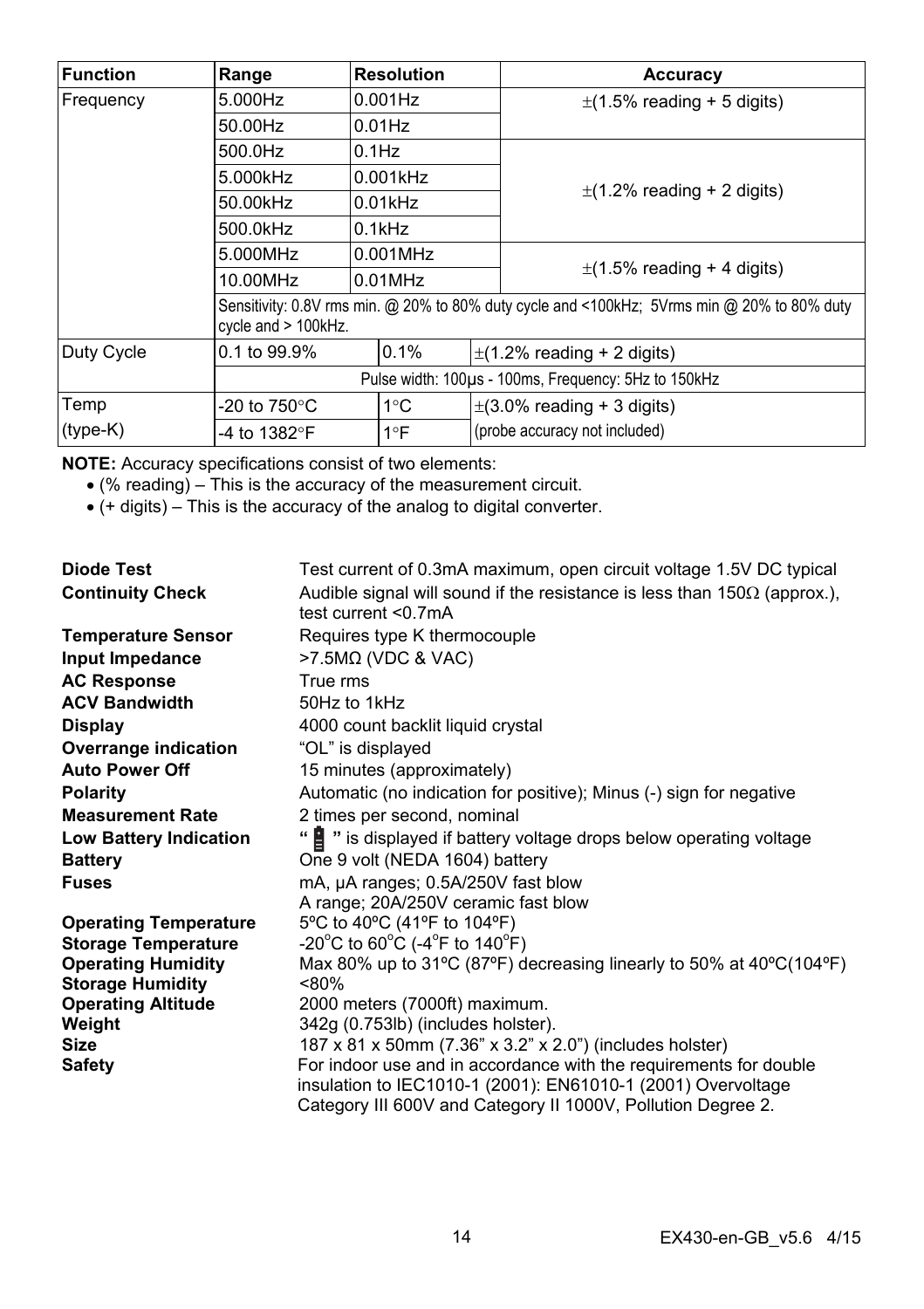| Function | Range | Resolution | Accuracy |
|---|---|---|---|
| Frequency | 5.000Hz | 0.001Hz | ±(1.5% reading + 5 digits) |
| | 50.00Hz | 0.01Hz | |
| | 500.0Hz | 0.1Hz | ±(1.2% reading + 2 digits) |
| | 5.000kHz | 0.001kHz | |
| | 50.00kHz | 0.01kHz | |
| | 500.0kHz | 0.1kHz | |
| | 5.000MHz | 0.001MHz | ±(1.5% reading + 4 digits) |
| | 10.00MHz | 0.01MHz | |
| | Sensitivity: 0.8V rms min. @ 20% to 80% duty cycle and <100kHz; 5Vrms min @ 20% to 80% duty cycle and > 100kHz. | | |
| Duty Cycle | 0.1 to 99.9% | 0.1% | ±(1.2% reading + 2 digits) |
| | Pulse width: 100µs - 100ms, Frequency: 5Hz to 150kHz | | |
| Temp (type-K) | -20 to 750°C | 1°C | ±(3.0% reading + 3 digits) |
| | -4 to 1382°F | 1°F | (probe accuracy not included) |

**NOTE:** Accuracy specifications consist of two elements:

- (% reading) – This is the accuracy of the measurement circuit.
- (+ digits) – This is the accuracy of the analog to digital converter.

| | |
|---|---|
| **Diode Test** | Test current of 0.3mA maximum, open circuit voltage 1.5V DC typical |
| **Continuity Check** | Audible signal will sound if the resistance is less than 150Ω (approx.), test current <0.7mA |
| **Temperature Sensor** | Requires type K thermocouple |
| **Input Impedance** | >7.5MΩ (VDC & VAC) |
| **AC Response** | True rms |
| **ACV Bandwidth** | 50Hz to 1kHz |
| **Display** | 4000 count backlit liquid crystal |
| **Overrange indication** | "OL" is displayed |
| **Auto Power Off** | 15 minutes (approximately) |
| **Polarity** | Automatic (no indication for positive); Minus (-) sign for negative |
| **Measurement Rate** | 2 times per second, nominal |
| **Low Battery Indication** | " 🔋 " is displayed if battery voltage drops below operating voltage |
| **Battery** | One 9 volt (NEDA 1604) battery |
| **Fuses** | mA, µA ranges; 0.5A/250V fast blow<br>A range; 20A/250V ceramic fast blow |
| **Operating Temperature** | 5ºC to 40ºC (41ºF to 104ºF) |
| **Storage Temperature** | -20°C to 60°C (-4°F to 140°F) |
| **Operating Humidity** | Max 80% up to 31ºC (87ºF) decreasing linearly to 50% at 40ºC(104ºF) |
| **Storage Humidity** | <80% |
| **Operating Altitude** | 2000 meters (7000ft) maximum. |
| **Weight** | 342g (0.753lb) (includes holster). |
| **Size** | 187 x 81 x 50mm (7.36" x 3.2" x 2.0") (includes holster) |
| **Safety** | For indoor use and in accordance with the requirements for double insulation to IEC1010-1 (2001): EN61010-1 (2001) Overvoltage Category III 600V and Category II 1000V, Pollution Degree 2. |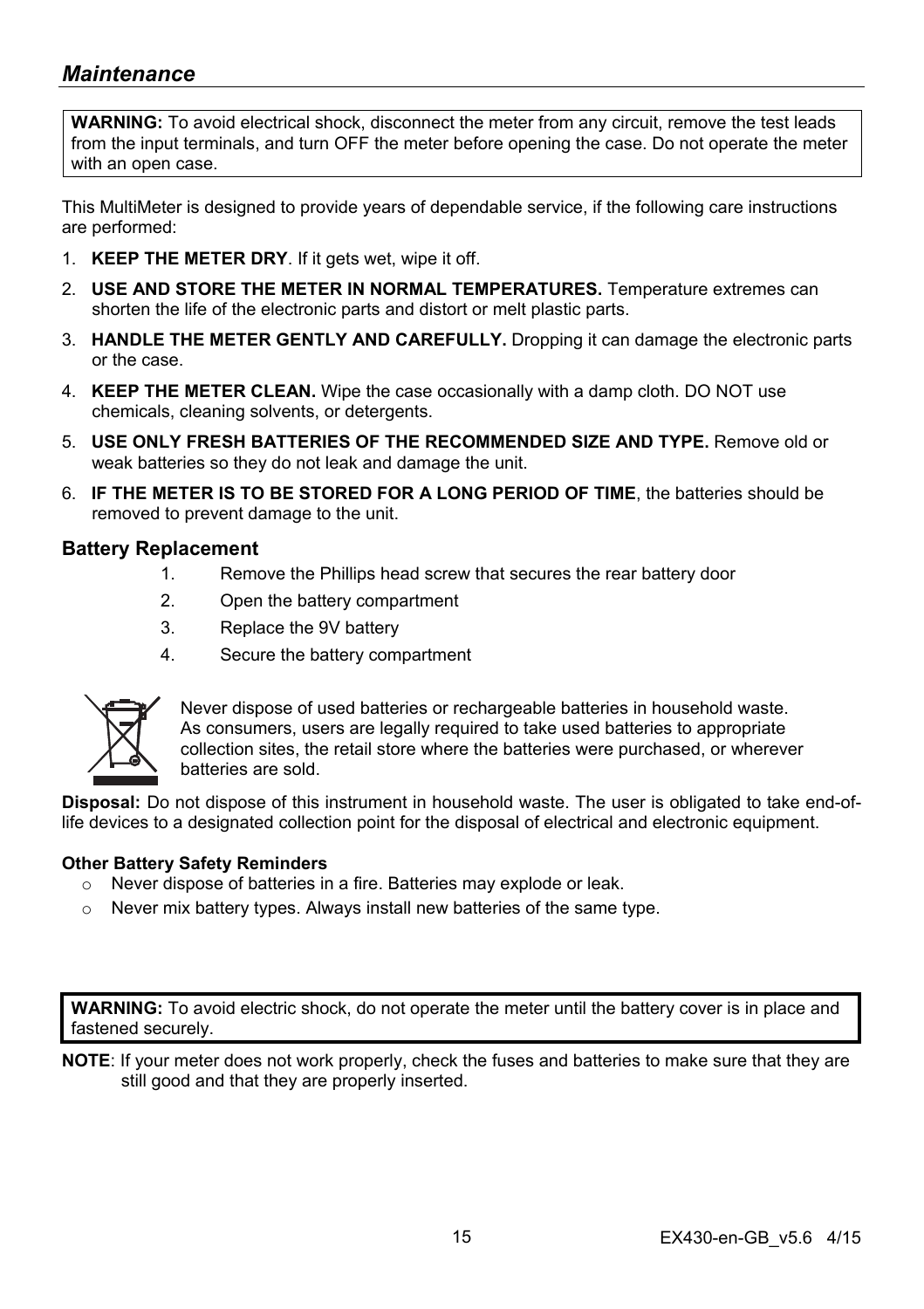## *Maintenance*

**WARNING:** To avoid electrical shock, disconnect the meter from any circuit, remove the test leads from the input terminals, and turn OFF the meter before opening the case. Do not operate the meter with an open case.

This MultiMeter is designed to provide years of dependable service, if the following care instructions are performed:

1. **KEEP THE METER DRY**. If it gets wet, wipe it off.
2. **USE AND STORE THE METER IN NORMAL TEMPERATURES.** Temperature extremes can shorten the life of the electronic parts and distort or melt plastic parts.
3. **HANDLE THE METER GENTLY AND CAREFULLY.** Dropping it can damage the electronic parts or the case.
4. **KEEP THE METER CLEAN.** Wipe the case occasionally with a damp cloth. DO NOT use chemicals, cleaning solvents, or detergents.
5. **USE ONLY FRESH BATTERIES OF THE RECOMMENDED SIZE AND TYPE.** Remove old or weak batteries so they do not leak and damage the unit.
6. **IF THE METER IS TO BE STORED FOR A LONG PERIOD OF TIME**, the batteries should be removed to prevent damage to the unit.

### Battery Replacement

1. Remove the Phillips head screw that secures the rear battery door
2. Open the battery compartment
3. Replace the 9V battery
4. Secure the battery compartment

Never dispose of used batteries or rechargeable batteries in household waste. As consumers, users are legally required to take used batteries to appropriate collection sites, the retail store where the batteries were purchased, or wherever batteries are sold.

**Disposal:** Do not dispose of this instrument in household waste. The user is obligated to take end-of-life devices to a designated collection point for the disposal of electrical and electronic equipment.

**Other Battery Safety Reminders**

- Never dispose of batteries in a fire. Batteries may explode or leak.
- Never mix battery types. Always install new batteries of the same type.

**WARNING:** To avoid electric shock, do not operate the meter until the battery cover is in place and fastened securely.

**NOTE**: If your meter does not work properly, check the fuses and batteries to make sure that they are still good and that they are properly inserted.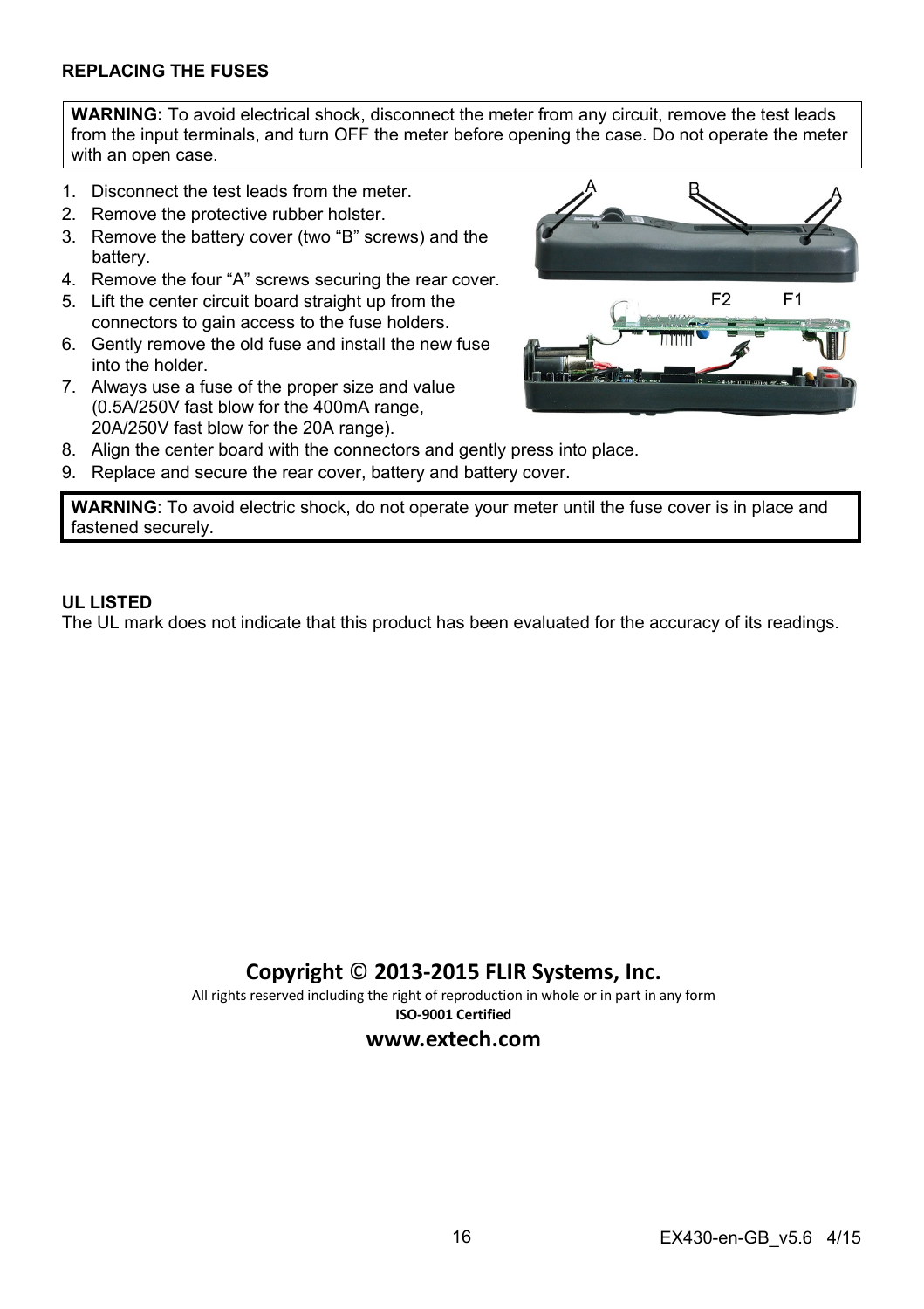### REPLACING THE FUSES

**WARNING:** To avoid electrical shock, disconnect the meter from any circuit, remove the test leads from the input terminals, and turn OFF the meter before opening the case. Do not operate the meter with an open case.

1. Disconnect the test leads from the meter.
2. Remove the protective rubber holster.
3. Remove the battery cover (two “B” screws) and the battery.
4. Remove the four “A” screws securing the rear cover.
5. Lift the center circuit board straight up from the connectors to gain access to the fuse holders.
6. Gently remove the old fuse and install the new fuse into the holder.
7. Always use a fuse of the proper size and value (0.5A/250V fast blow for the 400mA range, 20A/250V fast blow for the 20A range).
8. Align the center board with the connectors and gently press into place.
9. Replace and secure the rear cover, battery and battery cover.

A B A

F2 F1

**WARNING**: To avoid electric shock, do not operate your meter until the fuse cover is in place and fastened securely.

### UL LISTED

The UL mark does not indicate that this product has been evaluated for the accuracy of its readings.

**Copyright © 2013-2015 FLIR Systems, Inc.**

All rights reserved including the right of reproduction in whole or in part in any form

**ISO-9001 Certified**

**www.extech.com**